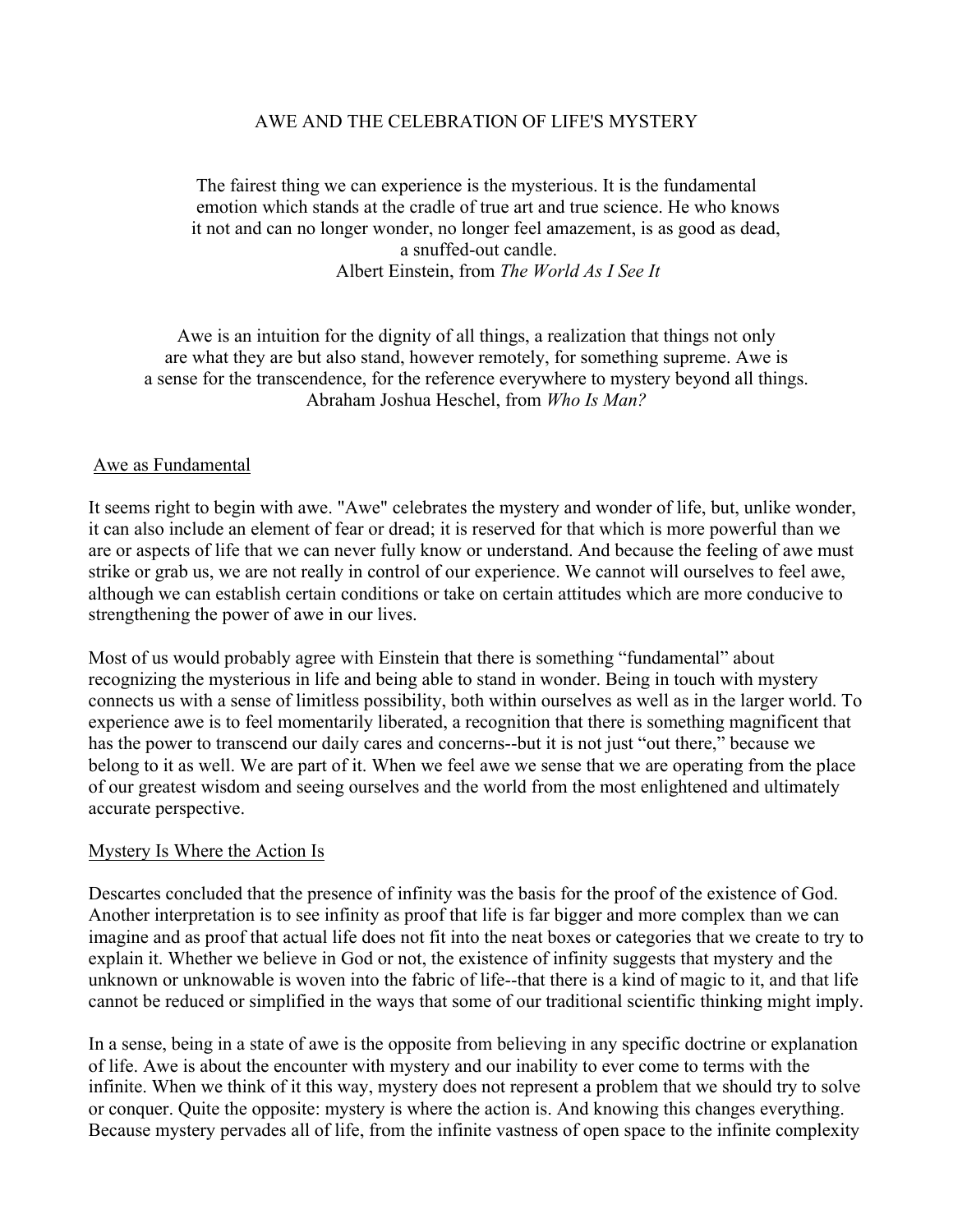# AWE AND THE CELEBRATION OF LIFE'S MYSTERY

> The fairest thing we can experience is the mysterious. It is the fundamental emotion which stands at the cradle of true art and true science. He who knows it not and can no longer wonder, no longer feel amazement, is as good as dead, a snuffed-out candle.
>
> Albert Einstein, from *The World As I See It*

> Awe is an intuition for the dignity of all things, a realization that things not only are what they are but also stand, however remotely, for something supreme. Awe is a sense for the transcendence, for the reference everywhere to mystery beyond all things.
>
> Abraham Joshua Heschel, from *Who Is Man?*

## Awe as Fundamental

It seems right to begin with awe. "Awe" celebrates the mystery and wonder of life, but, unlike wonder, it can also include an element of fear or dread; it is reserved for that which is more powerful than we are or aspects of life that we can never fully know or understand. And because the feeling of awe must strike or grab us, we are not really in control of our experience. We cannot will ourselves to feel awe, although we can establish certain conditions or take on certain attitudes which are more conducive to strengthening the power of awe in our lives.

Most of us would probably agree with Einstein that there is something "fundamental" about recognizing the mysterious in life and being able to stand in wonder. Being in touch with mystery connects us with a sense of limitless possibility, both within ourselves as well as in the larger world. To experience awe is to feel momentarily liberated, a recognition that there is something magnificent that has the power to transcend our daily cares and concerns--but it is not just "out there," because we belong to it as well. We are part of it. When we feel awe we sense that we are operating from the place of our greatest wisdom and seeing ourselves and the world from the most enlightened and ultimately accurate perspective.

## Mystery Is Where the Action Is

Descartes concluded that the presence of infinity was the basis for the proof of the existence of God. Another interpretation is to see infinity as proof that life is far bigger and more complex than we can imagine and as proof that actual life does not fit into the neat boxes or categories that we create to try to explain it. Whether we believe in God or not, the existence of infinity suggests that mystery and the unknown or unknowable is woven into the fabric of life--that there is a kind of magic to it, and that life cannot be reduced or simplified in the ways that some of our traditional scientific thinking might imply.

In a sense, being in a state of awe is the opposite from believing in any specific doctrine or explanation of life. Awe is about the encounter with mystery and our inability to ever come to terms with the infinite. When we think of it this way, mystery does not represent a problem that we should try to solve or conquer. Quite the opposite: mystery is where the action is. And knowing this changes everything. Because mystery pervades all of life, from the infinite vastness of open space to the infinite complexity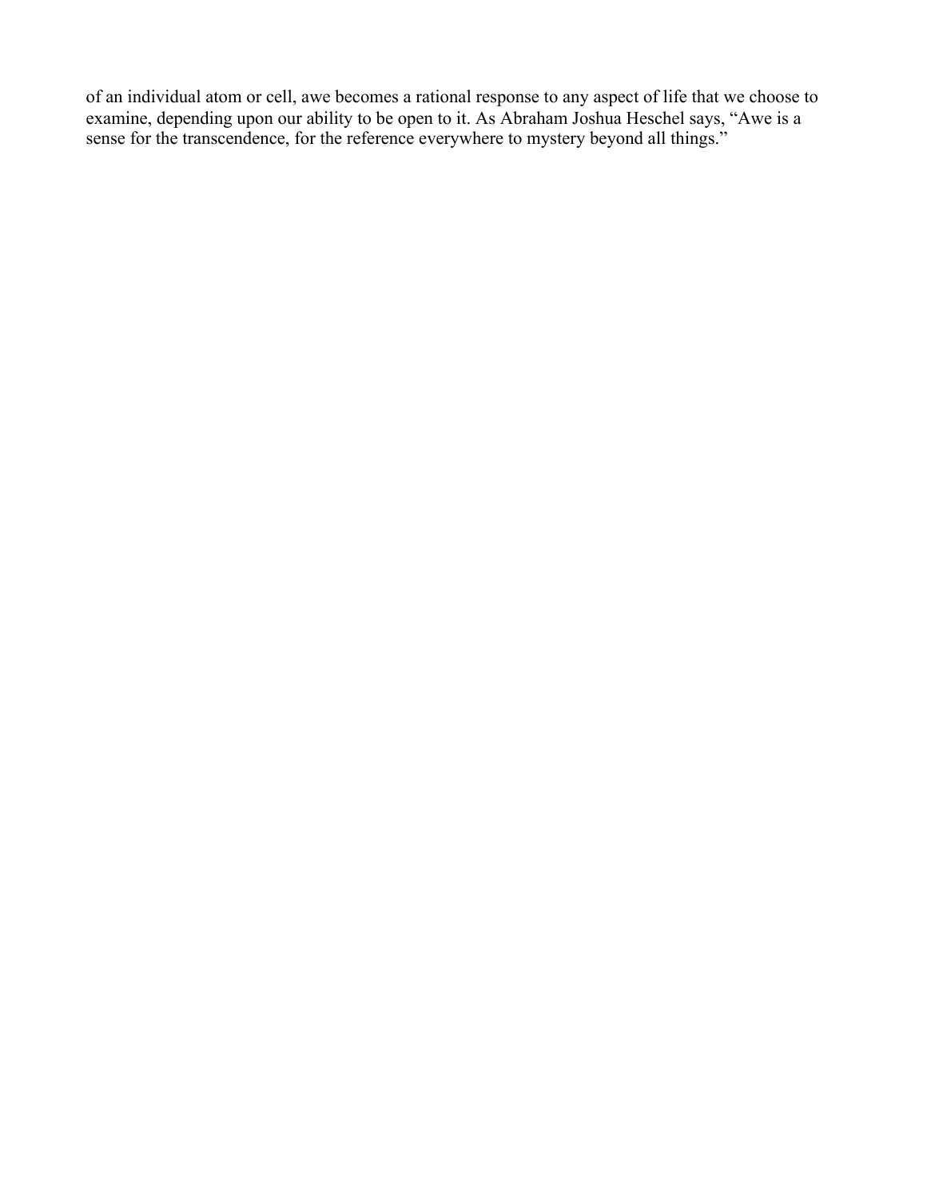of an individual atom or cell, awe becomes a rational response to any aspect of life that we choose to examine, depending upon our ability to be open to it. As Abraham Joshua Heschel says, “Awe is a sense for the transcendence, for the reference everywhere to mystery beyond all things.”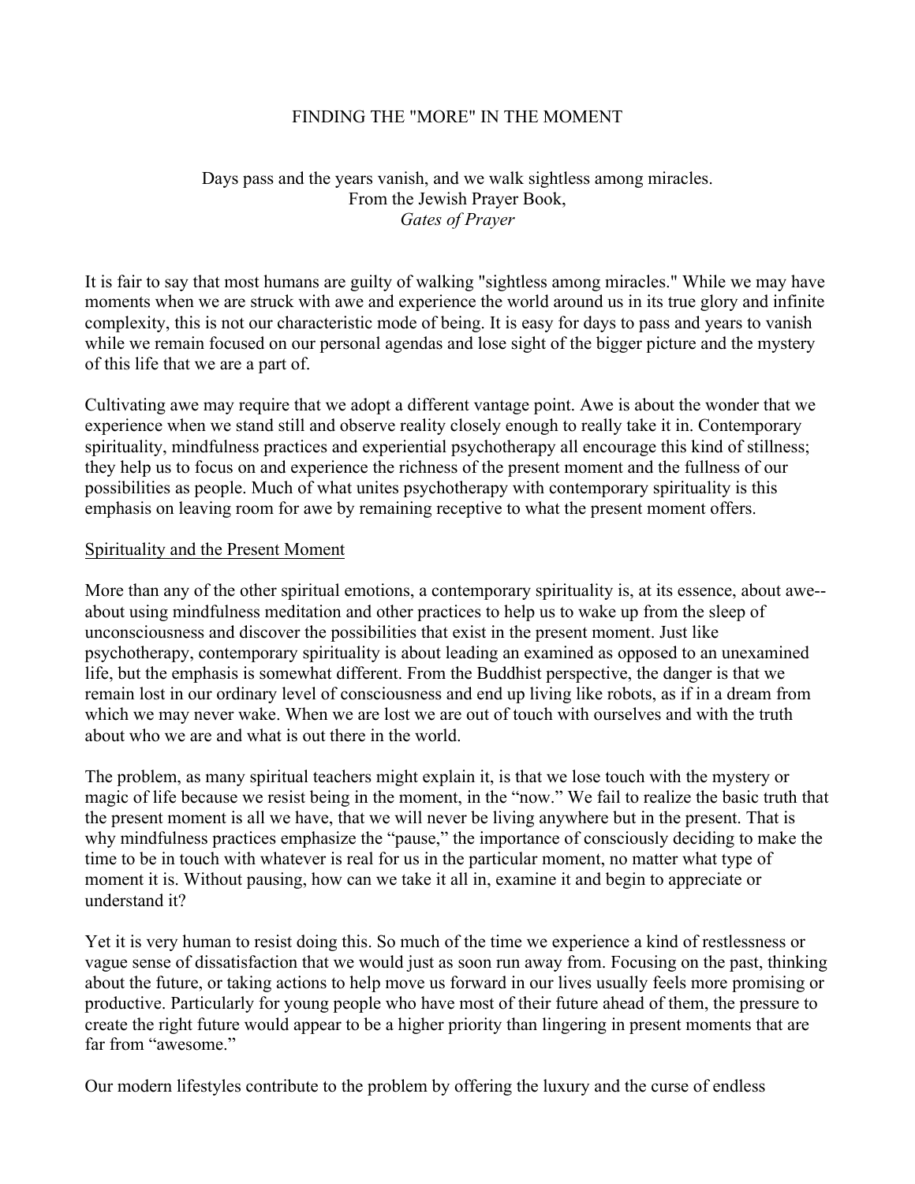# FINDING THE "MORE" IN THE MOMENT

> Days pass and the years vanish, and we walk sightless among miracles.
> From the Jewish Prayer Book,
> *Gates of Prayer*

It is fair to say that most humans are guilty of walking "sightless among miracles." While we may have moments when we are struck with awe and experience the world around us in its true glory and infinite complexity, this is not our characteristic mode of being. It is easy for days to pass and years to vanish while we remain focused on our personal agendas and lose sight of the bigger picture and the mystery of this life that we are a part of.

Cultivating awe may require that we adopt a different vantage point. Awe is about the wonder that we experience when we stand still and observe reality closely enough to really take it in. Contemporary spirituality, mindfulness practices and experiential psychotherapy all encourage this kind of stillness; they help us to focus on and experience the richness of the present moment and the fullness of our possibilities as people. Much of what unites psychotherapy with contemporary spirituality is this emphasis on leaving room for awe by remaining receptive to what the present moment offers.

## Spirituality and the Present Moment

More than any of the other spiritual emotions, a contemporary spirituality is, at its essence, about awe--about using mindfulness meditation and other practices to help us to wake up from the sleep of unconsciousness and discover the possibilities that exist in the present moment. Just like psychotherapy, contemporary spirituality is about leading an examined as opposed to an unexamined life, but the emphasis is somewhat different. From the Buddhist perspective, the danger is that we remain lost in our ordinary level of consciousness and end up living like robots, as if in a dream from which we may never wake. When we are lost we are out of touch with ourselves and with the truth about who we are and what is out there in the world.

The problem, as many spiritual teachers might explain it, is that we lose touch with the mystery or magic of life because we resist being in the moment, in the "now." We fail to realize the basic truth that the present moment is all we have, that we will never be living anywhere but in the present. That is why mindfulness practices emphasize the "pause," the importance of consciously deciding to make the time to be in touch with whatever is real for us in the particular moment, no matter what type of moment it is. Without pausing, how can we take it all in, examine it and begin to appreciate or understand it?

Yet it is very human to resist doing this. So much of the time we experience a kind of restlessness or vague sense of dissatisfaction that we would just as soon run away from. Focusing on the past, thinking about the future, or taking actions to help move us forward in our lives usually feels more promising or productive. Particularly for young people who have most of their future ahead of them, the pressure to create the right future would appear to be a higher priority than lingering in present moments that are far from "awesome."

Our modern lifestyles contribute to the problem by offering the luxury and the curse of endless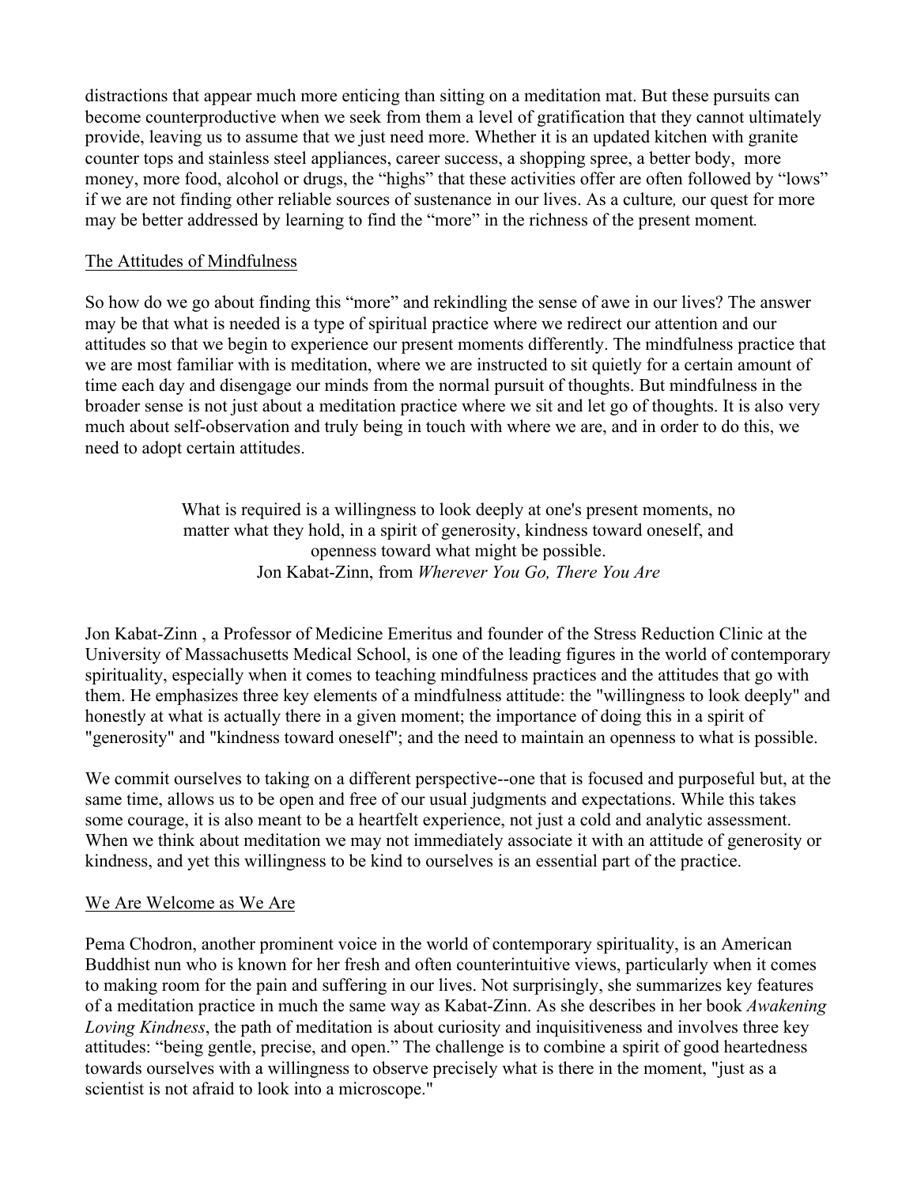distractions that appear much more enticing than sitting on a meditation mat. But these pursuits can become counterproductive when we seek from them a level of gratification that they cannot ultimately provide, leaving us to assume that we just need more. Whether it is an updated kitchen with granite counter tops and stainless steel appliances, career success, a shopping spree, a better body, more money, more food, alcohol or drugs, the "highs" that these activities offer are often followed by "lows" if we are not finding other reliable sources of sustenance in our lives. As a culture, our quest for more may be better addressed by learning to find the "more" in the richness of the present moment.

## The Attitudes of Mindfulness

So how do we go about finding this "more" and rekindling the sense of awe in our lives? The answer may be that what is needed is a type of spiritual practice where we redirect our attention and our attitudes so that we begin to experience our present moments differently. The mindfulness practice that we are most familiar with is meditation, where we are instructed to sit quietly for a certain amount of time each day and disengage our minds from the normal pursuit of thoughts. But mindfulness in the broader sense is not just about a meditation practice where we sit and let go of thoughts. It is also very much about self-observation and truly being in touch with where we are, and in order to do this, we need to adopt certain attitudes.

> What is required is a willingness to look deeply at one's present moments, no matter what they hold, in a spirit of generosity, kindness toward oneself, and openness toward what might be possible.
> Jon Kabat-Zinn, from *Wherever You Go, There You Are*

Jon Kabat-Zinn , a Professor of Medicine Emeritus and founder of the Stress Reduction Clinic at the University of Massachusetts Medical School, is one of the leading figures in the world of contemporary spirituality, especially when it comes to teaching mindfulness practices and the attitudes that go with them. He emphasizes three key elements of a mindfulness attitude: the "willingness to look deeply" and honestly at what is actually there in a given moment; the importance of doing this in a spirit of "generosity" and "kindness toward oneself"; and the need to maintain an openness to what is possible.

We commit ourselves to taking on a different perspective--one that is focused and purposeful but, at the same time, allows us to be open and free of our usual judgments and expectations. While this takes some courage, it is also meant to be a heartfelt experience, not just a cold and analytic assessment. When we think about meditation we may not immediately associate it with an attitude of generosity or kindness, and yet this willingness to be kind to ourselves is an essential part of the practice.

## We Are Welcome as We Are

Pema Chodron, another prominent voice in the world of contemporary spirituality, is an American Buddhist nun who is known for her fresh and often counterintuitive views, particularly when it comes to making room for the pain and suffering in our lives. Not surprisingly, she summarizes key features of a meditation practice in much the same way as Kabat-Zinn. As she describes in her book *Awakening Loving Kindness*, the path of meditation is about curiosity and inquisitiveness and involves three key attitudes: "being gentle, precise, and open." The challenge is to combine a spirit of good heartedness towards ourselves with a willingness to observe precisely what is there in the moment, "just as a scientist is not afraid to look into a microscope."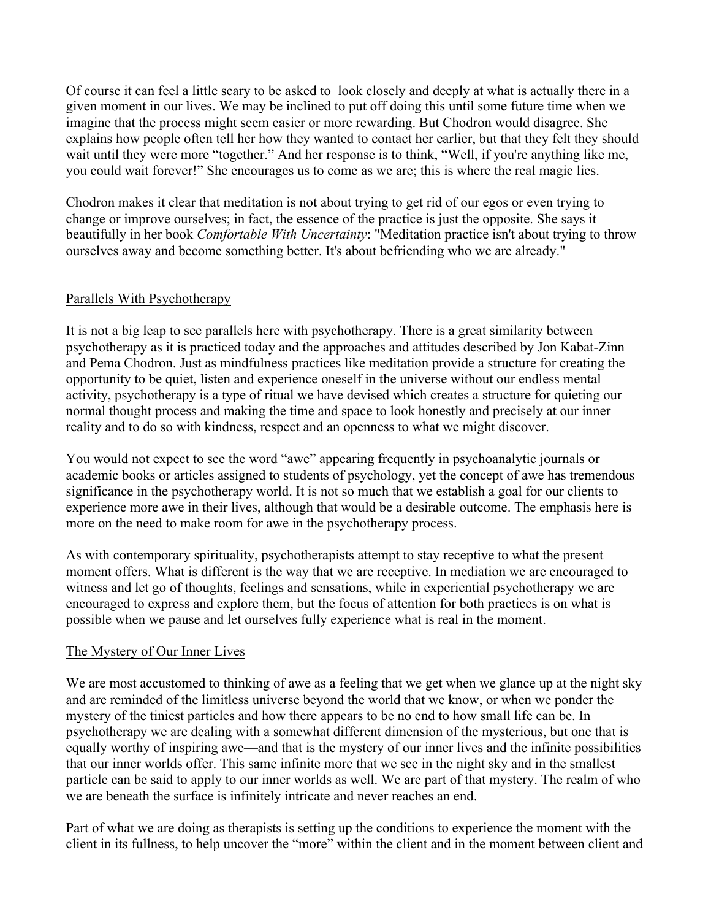Of course it can feel a little scary to be asked to look closely and deeply at what is actually there in a given moment in our lives. We may be inclined to put off doing this until some future time when we imagine that the process might seem easier or more rewarding. But Chodron would disagree. She explains how people often tell her how they wanted to contact her earlier, but that they felt they should wait until they were more "together." And her response is to think, "Well, if you're anything like me, you could wait forever!" She encourages us to come as we are; this is where the real magic lies.

Chodron makes it clear that meditation is not about trying to get rid of our egos or even trying to change or improve ourselves; in fact, the essence of the practice is just the opposite. She says it beautifully in her book *Comfortable With Uncertainty*: "Meditation practice isn't about trying to throw ourselves away and become something better. It's about befriending who we are already."

## Parallels With Psychotherapy

It is not a big leap to see parallels here with psychotherapy. There is a great similarity between psychotherapy as it is practiced today and the approaches and attitudes described by Jon Kabat-Zinn and Pema Chodron. Just as mindfulness practices like meditation provide a structure for creating the opportunity to be quiet, listen and experience oneself in the universe without our endless mental activity, psychotherapy is a type of ritual we have devised which creates a structure for quieting our normal thought process and making the time and space to look honestly and precisely at our inner reality and to do so with kindness, respect and an openness to what we might discover.

You would not expect to see the word "awe" appearing frequently in psychoanalytic journals or academic books or articles assigned to students of psychology, yet the concept of awe has tremendous significance in the psychotherapy world. It is not so much that we establish a goal for our clients to experience more awe in their lives, although that would be a desirable outcome. The emphasis here is more on the need to make room for awe in the psychotherapy process.

As with contemporary spirituality, psychotherapists attempt to stay receptive to what the present moment offers. What is different is the way that we are receptive. In mediation we are encouraged to witness and let go of thoughts, feelings and sensations, while in experiential psychotherapy we are encouraged to express and explore them, but the focus of attention for both practices is on what is possible when we pause and let ourselves fully experience what is real in the moment.

## The Mystery of Our Inner Lives

We are most accustomed to thinking of awe as a feeling that we get when we glance up at the night sky and are reminded of the limitless universe beyond the world that we know, or when we ponder the mystery of the tiniest particles and how there appears to be no end to how small life can be. In psychotherapy we are dealing with a somewhat different dimension of the mysterious, but one that is equally worthy of inspiring awe—and that is the mystery of our inner lives and the infinite possibilities that our inner worlds offer. This same infinite more that we see in the night sky and in the smallest particle can be said to apply to our inner worlds as well. We are part of that mystery. The realm of who we are beneath the surface is infinitely intricate and never reaches an end.

Part of what we are doing as therapists is setting up the conditions to experience the moment with the client in its fullness, to help uncover the "more" within the client and in the moment between client and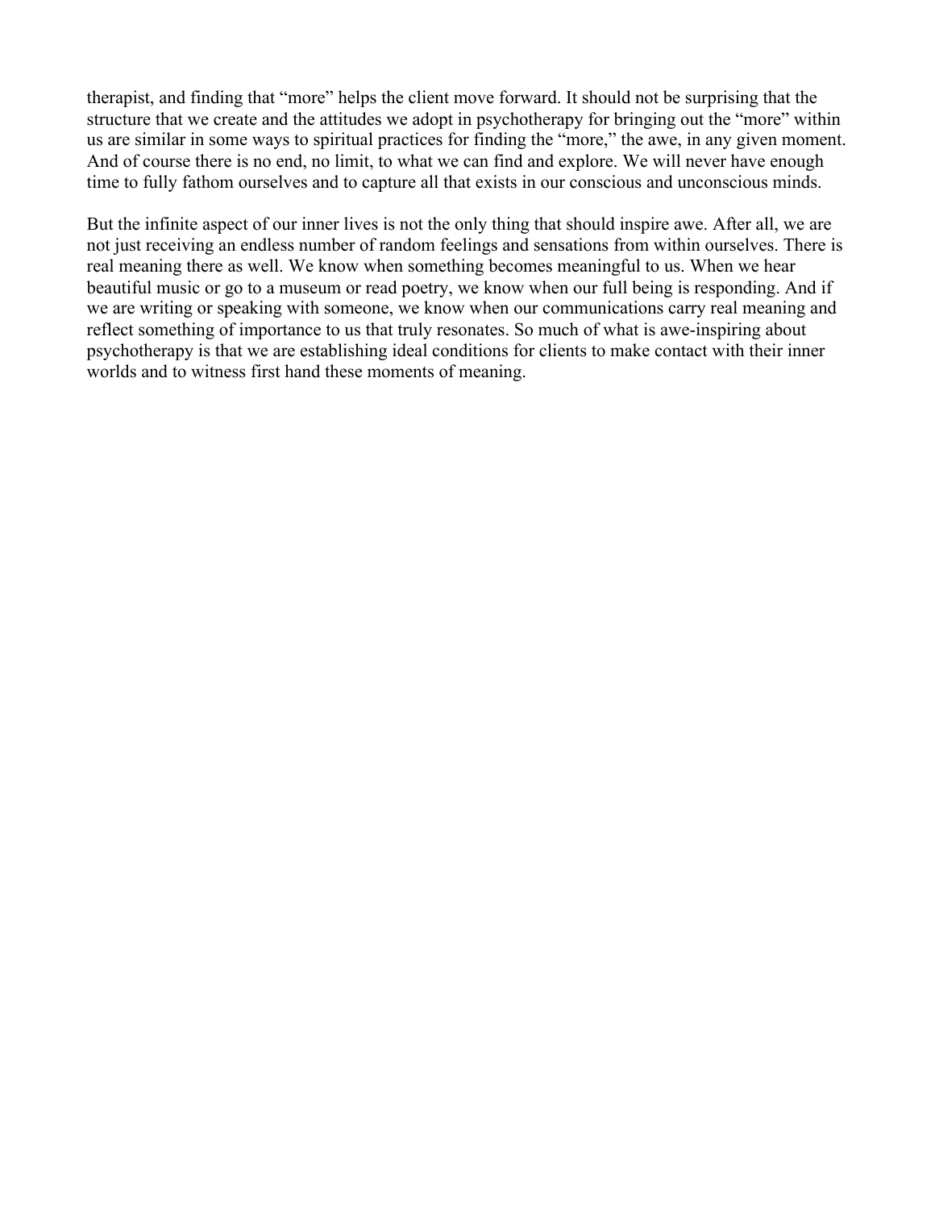therapist, and finding that “more” helps the client move forward. It should not be surprising that the structure that we create and the attitudes we adopt in psychotherapy for bringing out the “more” within us are similar in some ways to spiritual practices for finding the “more,” the awe, in any given moment. And of course there is no end, no limit, to what we can find and explore. We will never have enough time to fully fathom ourselves and to capture all that exists in our conscious and unconscious minds.

But the infinite aspect of our inner lives is not the only thing that should inspire awe. After all, we are not just receiving an endless number of random feelings and sensations from within ourselves. There is real meaning there as well. We know when something becomes meaningful to us. When we hear beautiful music or go to a museum or read poetry, we know when our full being is responding. And if we are writing or speaking with someone, we know when our communications carry real meaning and reflect something of importance to us that truly resonates. So much of what is awe-inspiring about psychotherapy is that we are establishing ideal conditions for clients to make contact with their inner worlds and to witness first hand these moments of meaning.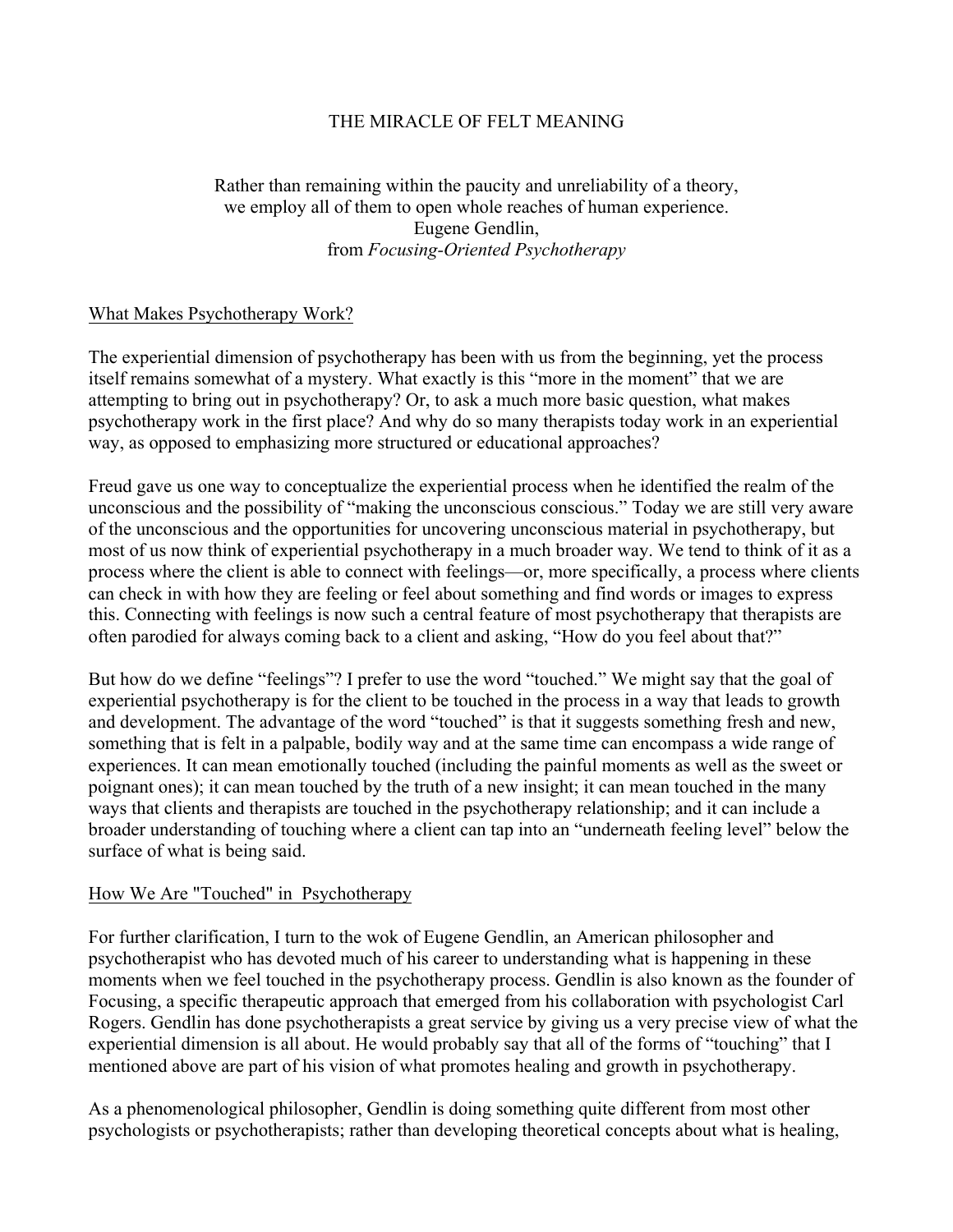# THE MIRACLE OF FELT MEANING

Rather than remaining within the paucity and unreliability of a theory,
we employ all of them to open whole reaches of human experience.
Eugene Gendlin,
from *Focusing-Oriented Psychotherapy*

## What Makes Psychotherapy Work?

The experiential dimension of psychotherapy has been with us from the beginning, yet the process itself remains somewhat of a mystery. What exactly is this "more in the moment" that we are attempting to bring out in psychotherapy? Or, to ask a much more basic question, what makes psychotherapy work in the first place? And why do so many therapists today work in an experiential way, as opposed to emphasizing more structured or educational approaches?

Freud gave us one way to conceptualize the experiential process when he identified the realm of the unconscious and the possibility of "making the unconscious conscious." Today we are still very aware of the unconscious and the opportunities for uncovering unconscious material in psychotherapy, but most of us now think of experiential psychotherapy in a much broader way. We tend to think of it as a process where the client is able to connect with feelings—or, more specifically, a process where clients can check in with how they are feeling or feel about something and find words or images to express this. Connecting with feelings is now such a central feature of most psychotherapy that therapists are often parodied for always coming back to a client and asking, "How do you feel about that?"

But how do we define "feelings"? I prefer to use the word "touched." We might say that the goal of experiential psychotherapy is for the client to be touched in the process in a way that leads to growth and development. The advantage of the word "touched" is that it suggests something fresh and new, something that is felt in a palpable, bodily way and at the same time can encompass a wide range of experiences. It can mean emotionally touched (including the painful moments as well as the sweet or poignant ones); it can mean touched by the truth of a new insight; it can mean touched in the many ways that clients and therapists are touched in the psychotherapy relationship; and it can include a broader understanding of touching where a client can tap into an "underneath feeling level" below the surface of what is being said.

## How We Are "Touched" in Psychotherapy

For further clarification, I turn to the wok of Eugene Gendlin, an American philosopher and psychotherapist who has devoted much of his career to understanding what is happening in these moments when we feel touched in the psychotherapy process. Gendlin is also known as the founder of Focusing, a specific therapeutic approach that emerged from his collaboration with psychologist Carl Rogers. Gendlin has done psychotherapists a great service by giving us a very precise view of what the experiential dimension is all about. He would probably say that all of the forms of "touching" that I mentioned above are part of his vision of what promotes healing and growth in psychotherapy.

As a phenomenological philosopher, Gendlin is doing something quite different from most other psychologists or psychotherapists; rather than developing theoretical concepts about what is healing,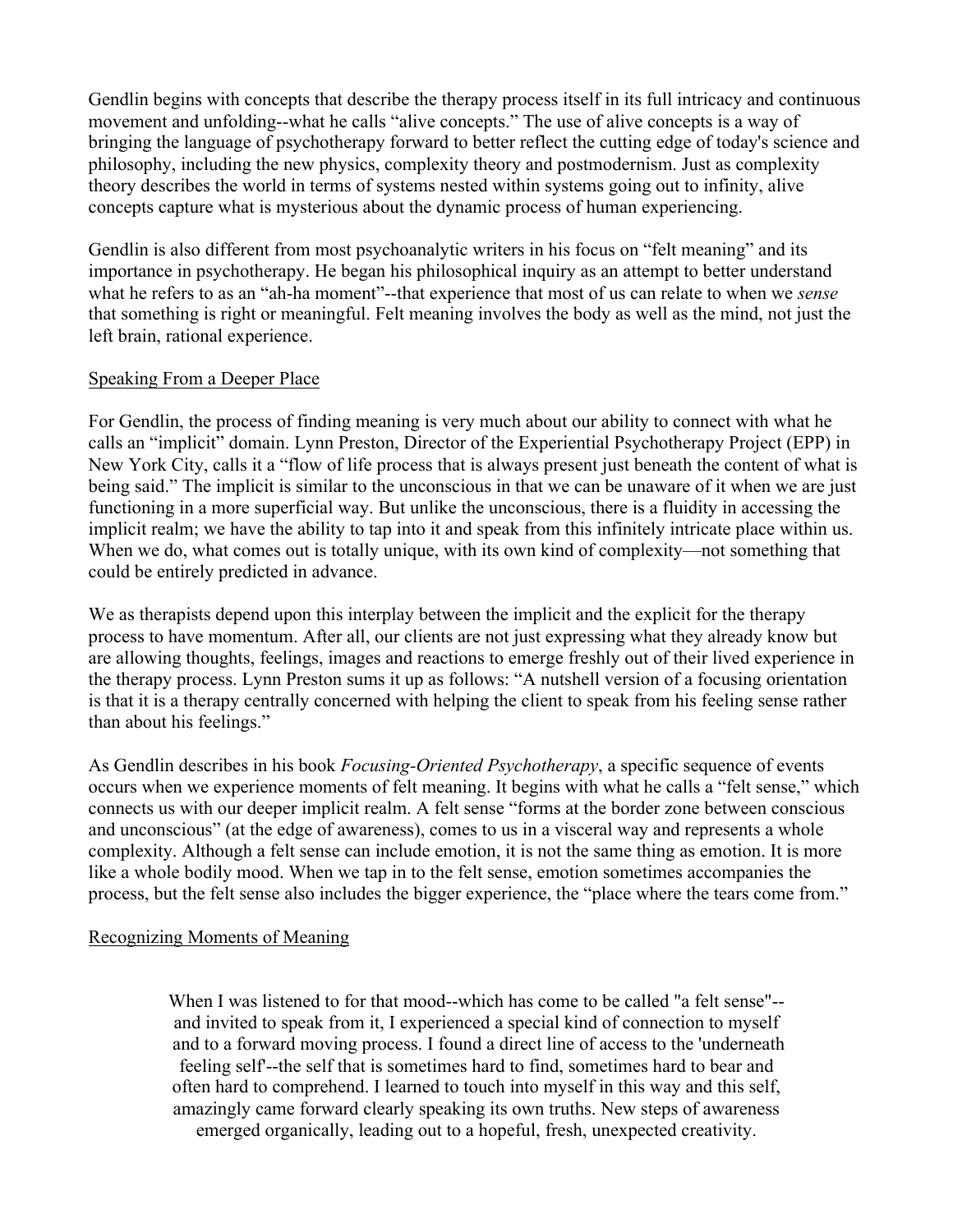Gendlin begins with concepts that describe the therapy process itself in its full intricacy and continuous movement and unfolding--what he calls "alive concepts." The use of alive concepts is a way of bringing the language of psychotherapy forward to better reflect the cutting edge of today's science and philosophy, including the new physics, complexity theory and postmodernism. Just as complexity theory describes the world in terms of systems nested within systems going out to infinity, alive concepts capture what is mysterious about the dynamic process of human experiencing.

Gendlin is also different from most psychoanalytic writers in his focus on "felt meaning" and its importance in psychotherapy. He began his philosophical inquiry as an attempt to better understand what he refers to as an "ah-ha moment"--that experience that most of us can relate to when we *sense* that something is right or meaningful. Felt meaning involves the body as well as the mind, not just the left brain, rational experience.

<u>Speaking From a Deeper Place</u>

For Gendlin, the process of finding meaning is very much about our ability to connect with what he calls an "implicit" domain. Lynn Preston, Director of the Experiential Psychotherapy Project (EPP) in New York City, calls it a "flow of life process that is always present just beneath the content of what is being said." The implicit is similar to the unconscious in that we can be unaware of it when we are just functioning in a more superficial way. But unlike the unconscious, there is a fluidity in accessing the implicit realm; we have the ability to tap into it and speak from this infinitely intricate place within us. When we do, what comes out is totally unique, with its own kind of complexity—not something that could be entirely predicted in advance.

We as therapists depend upon this interplay between the implicit and the explicit for the therapy process to have momentum. After all, our clients are not just expressing what they already know but are allowing thoughts, feelings, images and reactions to emerge freshly out of their lived experience in the therapy process. Lynn Preston sums it up as follows: "A nutshell version of a focusing orientation is that it is a therapy centrally concerned with helping the client to speak from his feeling sense rather than about his feelings."

As Gendlin describes in his book *Focusing-Oriented Psychotherapy*, a specific sequence of events occurs when we experience moments of felt meaning. It begins with what he calls a "felt sense," which connects us with our deeper implicit realm. A felt sense "forms at the border zone between conscious and unconscious" (at the edge of awareness), comes to us in a visceral way and represents a whole complexity. Although a felt sense can include emotion, it is not the same thing as emotion. It is more like a whole bodily mood. When we tap in to the felt sense, emotion sometimes accompanies the process, but the felt sense also includes the bigger experience, the "place where the tears come from."

<u>Recognizing Moments of Meaning</u>

> When I was listened to for that mood--which has come to be called "a felt sense"--and invited to speak from it, I experienced a special kind of connection to myself and to a forward moving process. I found a direct line of access to the 'underneath feeling self'--the self that is sometimes hard to find, sometimes hard to bear and often hard to comprehend. I learned to touch into myself in this way and this self, amazingly came forward clearly speaking its own truths. New steps of awareness emerged organically, leading out to a hopeful, fresh, unexpected creativity.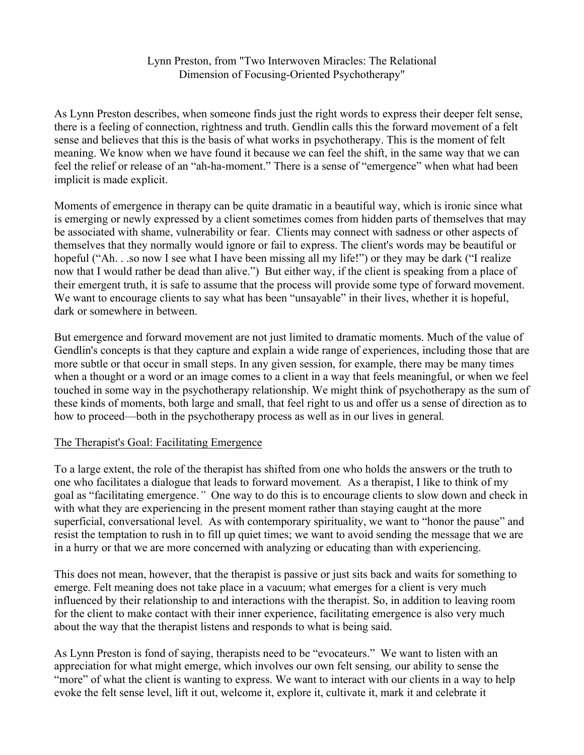Lynn Preston, from "Two Interwoven Miracles: The Relational Dimension of Focusing-Oriented Psychotherapy"

As Lynn Preston describes, when someone finds just the right words to express their deeper felt sense, there is a feeling of connection, rightness and truth. Gendlin calls this the forward movement of a felt sense and believes that this is the basis of what works in psychotherapy. This is the moment of felt meaning. We know when we have found it because we can feel the shift, in the same way that we can feel the relief or release of an "ah-ha-moment." There is a sense of "emergence" when what had been implicit is made explicit.

Moments of emergence in therapy can be quite dramatic in a beautiful way, which is ironic since what is emerging or newly expressed by a client sometimes comes from hidden parts of themselves that may be associated with shame, vulnerability or fear. Clients may connect with sadness or other aspects of themselves that they normally would ignore or fail to express. The client's words may be beautiful or hopeful ("Ah. . .so now I see what I have been missing all my life!") or they may be dark ("I realize now that I would rather be dead than alive.") But either way, if the client is speaking from a place of their emergent truth, it is safe to assume that the process will provide some type of forward movement. We want to encourage clients to say what has been "unsayable" in their lives, whether it is hopeful, dark or somewhere in between.

But emergence and forward movement are not just limited to dramatic moments. Much of the value of Gendlin's concepts is that they capture and explain a wide range of experiences, including those that are more subtle or that occur in small steps. In any given session, for example, there may be many times when a thought or a word or an image comes to a client in a way that feels meaningful, or when we feel touched in some way in the psychotherapy relationship. We might think of psychotherapy as the sum of these kinds of moments, both large and small, that feel right to us and offer us a sense of direction as to how to proceed—both in the psychotherapy process as well as in our lives in general.

<u>The Therapist's Goal: Facilitating Emergence</u>

To a large extent, the role of the therapist has shifted from one who holds the answers or the truth to one who facilitates a dialogue that leads to forward movement. As a therapist, I like to think of my goal as "facilitating emergence." One way to do this is to encourage clients to slow down and check in with what they are experiencing in the present moment rather than staying caught at the more superficial, conversational level. As with contemporary spirituality, we want to "honor the pause" and resist the temptation to rush in to fill up quiet times; we want to avoid sending the message that we are in a hurry or that we are more concerned with analyzing or educating than with experiencing.

This does not mean, however, that the therapist is passive or just sits back and waits for something to emerge. Felt meaning does not take place in a vacuum; what emerges for a client is very much influenced by their relationship to and interactions with the therapist. So, in addition to leaving room for the client to make contact with their inner experience, facilitating emergence is also very much about the way that the therapist listens and responds to what is being said.

As Lynn Preston is fond of saying, therapists need to be "evocateurs." We want to listen with an appreciation for what might emerge, which involves our own felt sensing, our ability to sense the "more" of what the client is wanting to express. We want to interact with our clients in a way to help evoke the felt sense level, lift it out, welcome it, explore it, cultivate it, mark it and celebrate it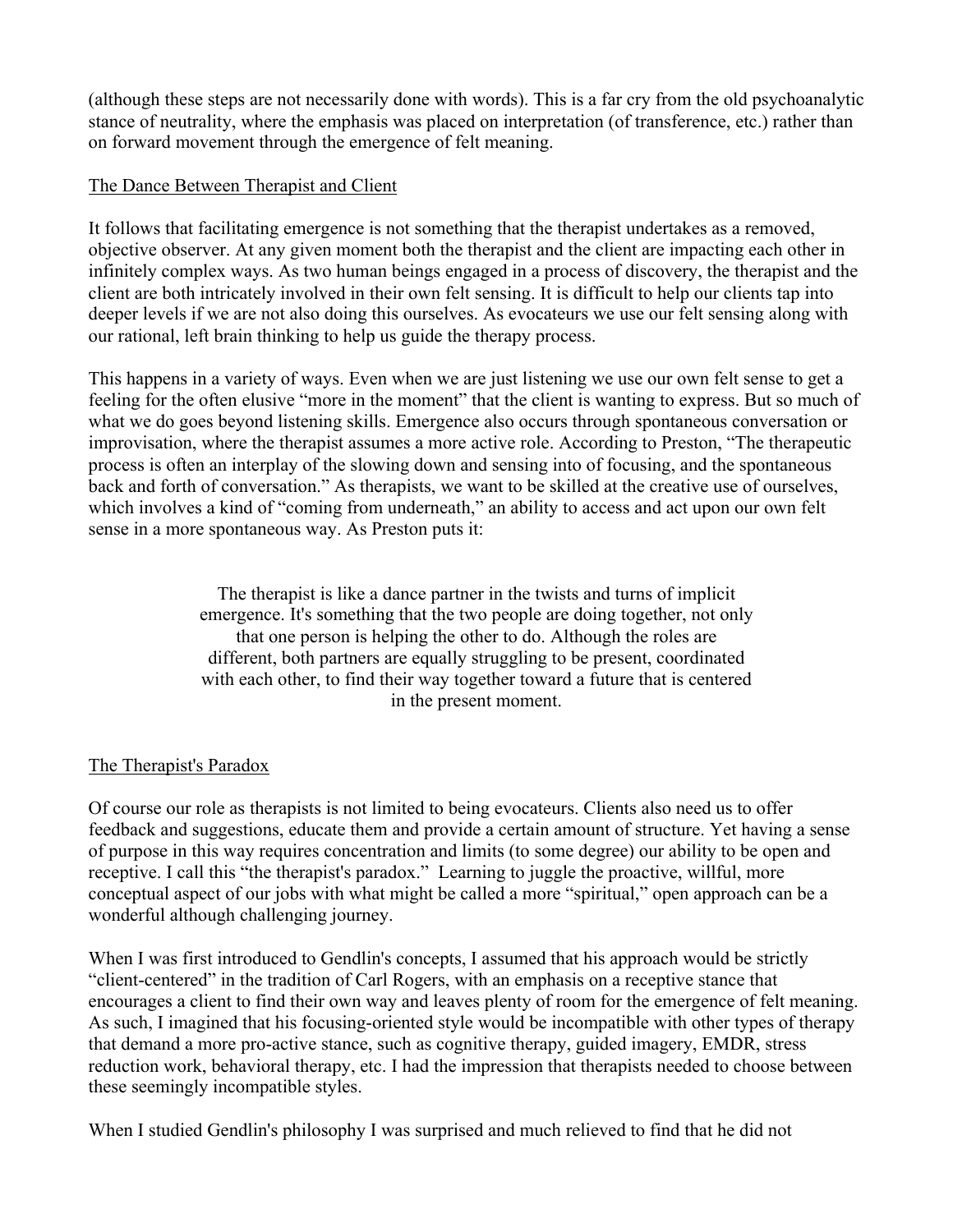(although these steps are not necessarily done with words). This is a far cry from the old psychoanalytic stance of neutrality, where the emphasis was placed on interpretation (of transference, etc.) rather than on forward movement through the emergence of felt meaning.

## The Dance Between Therapist and Client

It follows that facilitating emergence is not something that the therapist undertakes as a removed, objective observer. At any given moment both the therapist and the client are impacting each other in infinitely complex ways. As two human beings engaged in a process of discovery, the therapist and the client are both intricately involved in their own felt sensing. It is difficult to help our clients tap into deeper levels if we are not also doing this ourselves. As evocateurs we use our felt sensing along with our rational, left brain thinking to help us guide the therapy process.

This happens in a variety of ways. Even when we are just listening we use our own felt sense to get a feeling for the often elusive "more in the moment" that the client is wanting to express. But so much of what we do goes beyond listening skills. Emergence also occurs through spontaneous conversation or improvisation, where the therapist assumes a more active role. According to Preston, "The therapeutic process is often an interplay of the slowing down and sensing into of focusing, and the spontaneous back and forth of conversation." As therapists, we want to be skilled at the creative use of ourselves, which involves a kind of "coming from underneath," an ability to access and act upon our own felt sense in a more spontaneous way. As Preston puts it:

> The therapist is like a dance partner in the twists and turns of implicit emergence. It's something that the two people are doing together, not only that one person is helping the other to do. Although the roles are different, both partners are equally struggling to be present, coordinated with each other, to find their way together toward a future that is centered in the present moment.

## The Therapist's Paradox

Of course our role as therapists is not limited to being evocateurs. Clients also need us to offer feedback and suggestions, educate them and provide a certain amount of structure. Yet having a sense of purpose in this way requires concentration and limits (to some degree) our ability to be open and receptive. I call this "the therapist's paradox." Learning to juggle the proactive, willful, more conceptual aspect of our jobs with what might be called a more "spiritual," open approach can be a wonderful although challenging journey.

When I was first introduced to Gendlin's concepts, I assumed that his approach would be strictly "client-centered" in the tradition of Carl Rogers, with an emphasis on a receptive stance that encourages a client to find their own way and leaves plenty of room for the emergence of felt meaning. As such, I imagined that his focusing-oriented style would be incompatible with other types of therapy that demand a more pro-active stance, such as cognitive therapy, guided imagery, EMDR, stress reduction work, behavioral therapy, etc. I had the impression that therapists needed to choose between these seemingly incompatible styles.

When I studied Gendlin's philosophy I was surprised and much relieved to find that he did not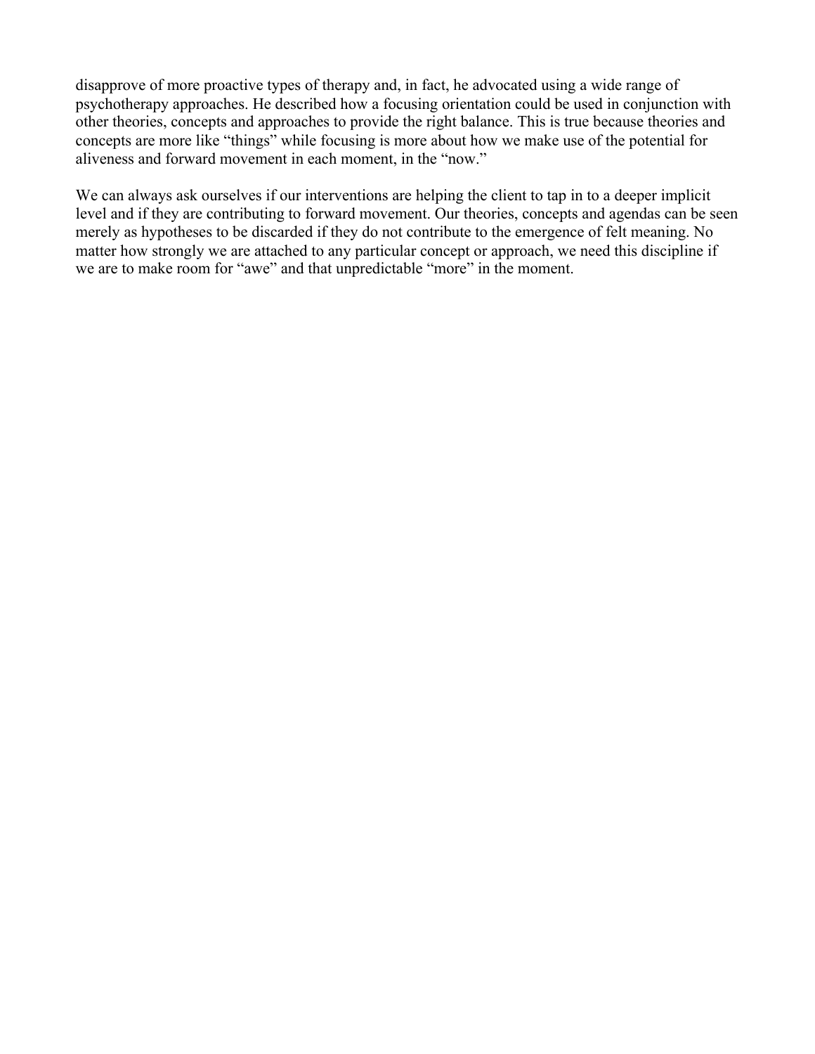disapprove of more proactive types of therapy and, in fact, he advocated using a wide range of psychotherapy approaches. He described how a focusing orientation could be used in conjunction with other theories, concepts and approaches to provide the right balance. This is true because theories and concepts are more like "things" while focusing is more about how we make use of the potential for aliveness and forward movement in each moment, in the "now."

We can always ask ourselves if our interventions are helping the client to tap in to a deeper implicit level and if they are contributing to forward movement. Our theories, concepts and agendas can be seen merely as hypotheses to be discarded if they do not contribute to the emergence of felt meaning. No matter how strongly we are attached to any particular concept or approach, we need this discipline if we are to make room for "awe" and that unpredictable "more" in the moment.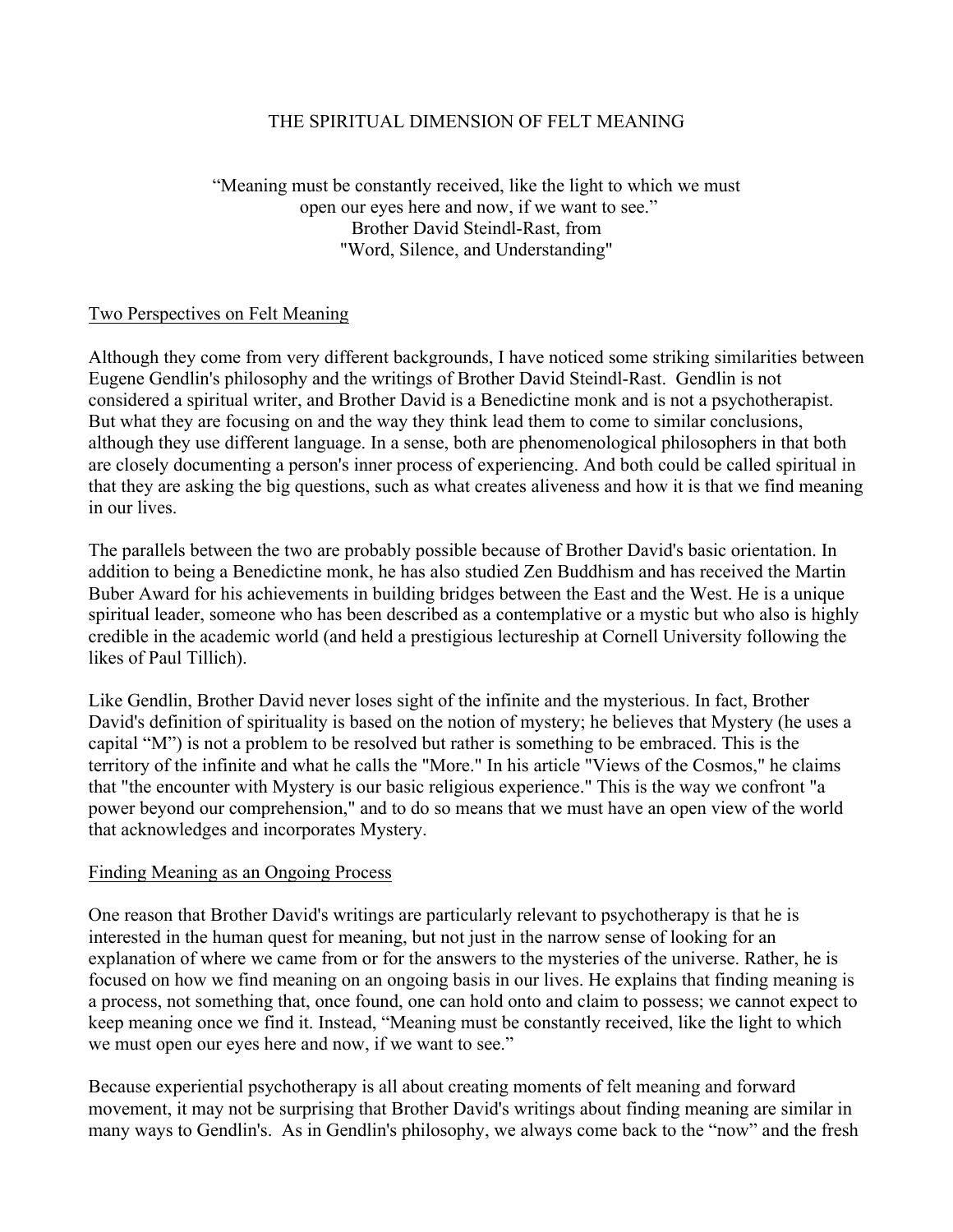## THE SPIRITUAL DIMENSION OF FELT MEANING

> "Meaning must be constantly received, like the light to which we must open our eyes here and now, if we want to see."
> Brother David Steindl-Rast, from "Word, Silence, and Understanding"

### Two Perspectives on Felt Meaning

Although they come from very different backgrounds, I have noticed some striking similarities between Eugene Gendlin's philosophy and the writings of Brother David Steindl-Rast. Gendlin is not considered a spiritual writer, and Brother David is a Benedictine monk and is not a psychotherapist. But what they are focusing on and the way they think lead them to come to similar conclusions, although they use different language. In a sense, both are phenomenological philosophers in that both are closely documenting a person's inner process of experiencing. And both could be called spiritual in that they are asking the big questions, such as what creates aliveness and how it is that we find meaning in our lives.

The parallels between the two are probably possible because of Brother David's basic orientation. In addition to being a Benedictine monk, he has also studied Zen Buddhism and has received the Martin Buber Award for his achievements in building bridges between the East and the West. He is a unique spiritual leader, someone who has been described as a contemplative or a mystic but who also is highly credible in the academic world (and held a prestigious lectureship at Cornell University following the likes of Paul Tillich).

Like Gendlin, Brother David never loses sight of the infinite and the mysterious. In fact, Brother David's definition of spirituality is based on the notion of mystery; he believes that Mystery (he uses a capital "M") is not a problem to be resolved but rather is something to be embraced. This is the territory of the infinite and what he calls the "More." In his article "Views of the Cosmos," he claims that "the encounter with Mystery is our basic religious experience." This is the way we confront "a power beyond our comprehension," and to do so means that we must have an open view of the world that acknowledges and incorporates Mystery.

### Finding Meaning as an Ongoing Process

One reason that Brother David's writings are particularly relevant to psychotherapy is that he is interested in the human quest for meaning, but not just in the narrow sense of looking for an explanation of where we came from or for the answers to the mysteries of the universe. Rather, he is focused on how we find meaning on an ongoing basis in our lives. He explains that finding meaning is a process, not something that, once found, one can hold onto and claim to possess; we cannot expect to keep meaning once we find it. Instead, "Meaning must be constantly received, like the light to which we must open our eyes here and now, if we want to see."

Because experiential psychotherapy is all about creating moments of felt meaning and forward movement, it may not be surprising that Brother David's writings about finding meaning are similar in many ways to Gendlin's. As in Gendlin's philosophy, we always come back to the "now" and the fresh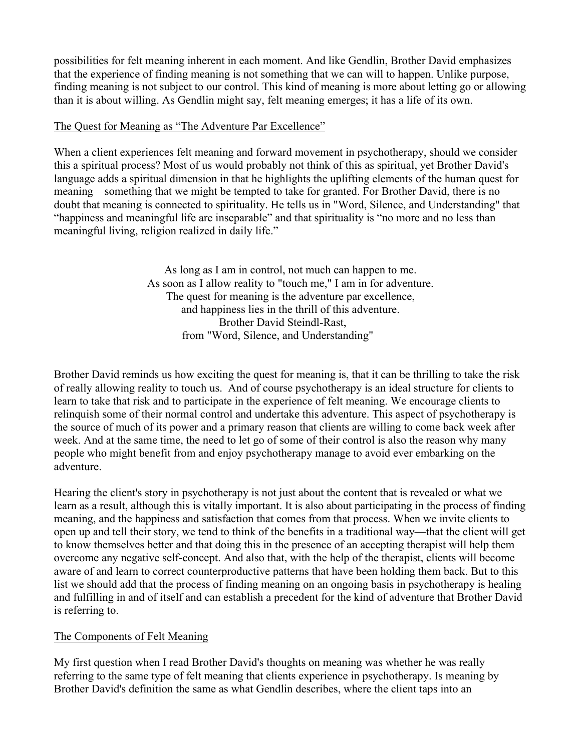possibilities for felt meaning inherent in each moment. And like Gendlin, Brother David emphasizes that the experience of finding meaning is not something that we can will to happen. Unlike purpose, finding meaning is not subject to our control. This kind of meaning is more about letting go or allowing than it is about willing. As Gendlin might say, felt meaning emerges; it has a life of its own.

## The Quest for Meaning as "The Adventure Par Excellence"

When a client experiences felt meaning and forward movement in psychotherapy, should we consider this a spiritual process? Most of us would probably not think of this as spiritual, yet Brother David's language adds a spiritual dimension in that he highlights the uplifting elements of the human quest for meaning—something that we might be tempted to take for granted. For Brother David, there is no doubt that meaning is connected to spirituality. He tells us in "Word, Silence, and Understanding" that "happiness and meaningful life are inseparable" and that spirituality is "no more and no less than meaningful living, religion realized in daily life."

> As long as I am in control, not much can happen to me.
> As soon as I allow reality to "touch me," I am in for adventure.
> The quest for meaning is the adventure par excellence,
> and happiness lies in the thrill of this adventure.
> Brother David Steindl-Rast,
> from "Word, Silence, and Understanding"

Brother David reminds us how exciting the quest for meaning is, that it can be thrilling to take the risk of really allowing reality to touch us. And of course psychotherapy is an ideal structure for clients to learn to take that risk and to participate in the experience of felt meaning. We encourage clients to relinquish some of their normal control and undertake this adventure. This aspect of psychotherapy is the source of much of its power and a primary reason that clients are willing to come back week after week. And at the same time, the need to let go of some of their control is also the reason why many people who might benefit from and enjoy psychotherapy manage to avoid ever embarking on the adventure.

Hearing the client's story in psychotherapy is not just about the content that is revealed or what we learn as a result, although this is vitally important. It is also about participating in the process of finding meaning, and the happiness and satisfaction that comes from that process. When we invite clients to open up and tell their story, we tend to think of the benefits in a traditional way—that the client will get to know themselves better and that doing this in the presence of an accepting therapist will help them overcome any negative self-concept. And also that, with the help of the therapist, clients will become aware of and learn to correct counterproductive patterns that have been holding them back. But to this list we should add that the process of finding meaning on an ongoing basis in psychotherapy is healing and fulfilling in and of itself and can establish a precedent for the kind of adventure that Brother David is referring to.

## The Components of Felt Meaning

My first question when I read Brother David's thoughts on meaning was whether he was really referring to the same type of felt meaning that clients experience in psychotherapy. Is meaning by Brother David's definition the same as what Gendlin describes, where the client taps into an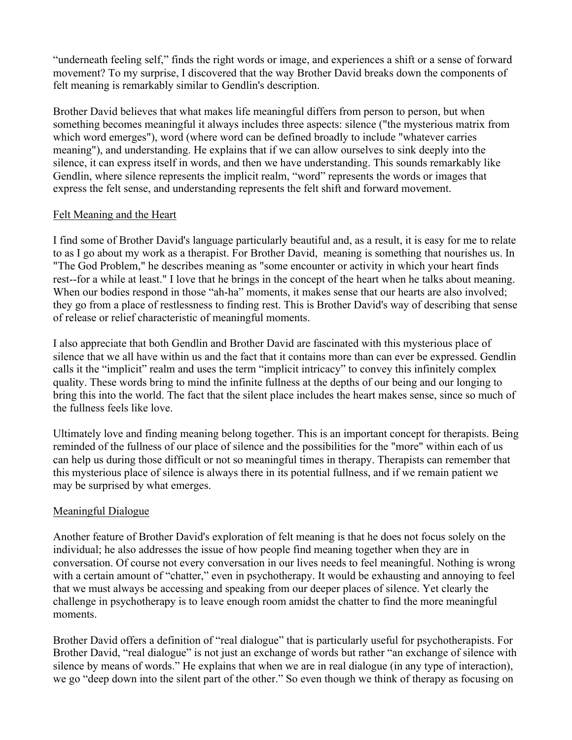"underneath feeling self," finds the right words or image, and experiences a shift or a sense of forward movement? To my surprise, I discovered that the way Brother David breaks down the components of felt meaning is remarkably similar to Gendlin's description.

Brother David believes that what makes life meaningful differs from person to person, but when something becomes meaningful it always includes three aspects: silence ("the mysterious matrix from which word emerges"), word (where word can be defined broadly to include "whatever carries meaning"), and understanding. He explains that if we can allow ourselves to sink deeply into the silence, it can express itself in words, and then we have understanding. This sounds remarkably like Gendlin, where silence represents the implicit realm, "word" represents the words or images that express the felt sense, and understanding represents the felt shift and forward movement.

## Felt Meaning and the Heart

I find some of Brother David's language particularly beautiful and, as a result, it is easy for me to relate to as I go about my work as a therapist. For Brother David, meaning is something that nourishes us. In "The God Problem," he describes meaning as "some encounter or activity in which your heart finds rest--for a while at least." I love that he brings in the concept of the heart when he talks about meaning. When our bodies respond in those "ah-ha" moments, it makes sense that our hearts are also involved; they go from a place of restlessness to finding rest. This is Brother David's way of describing that sense of release or relief characteristic of meaningful moments.

I also appreciate that both Gendlin and Brother David are fascinated with this mysterious place of silence that we all have within us and the fact that it contains more than can ever be expressed. Gendlin calls it the "implicit" realm and uses the term "implicit intricacy" to convey this infinitely complex quality. These words bring to mind the infinite fullness at the depths of our being and our longing to bring this into the world. The fact that the silent place includes the heart makes sense, since so much of the fullness feels like love.

Ultimately love and finding meaning belong together. This is an important concept for therapists. Being reminded of the fullness of our place of silence and the possibilities for the "more" within each of us can help us during those difficult or not so meaningful times in therapy. Therapists can remember that this mysterious place of silence is always there in its potential fullness, and if we remain patient we may be surprised by what emerges.

## Meaningful Dialogue

Another feature of Brother David's exploration of felt meaning is that he does not focus solely on the individual; he also addresses the issue of how people find meaning together when they are in conversation. Of course not every conversation in our lives needs to feel meaningful. Nothing is wrong with a certain amount of "chatter," even in psychotherapy. It would be exhausting and annoying to feel that we must always be accessing and speaking from our deeper places of silence. Yet clearly the challenge in psychotherapy is to leave enough room amidst the chatter to find the more meaningful moments.

Brother David offers a definition of "real dialogue" that is particularly useful for psychotherapists. For Brother David, "real dialogue" is not just an exchange of words but rather "an exchange of silence with silence by means of words." He explains that when we are in real dialogue (in any type of interaction), we go "deep down into the silent part of the other." So even though we think of therapy as focusing on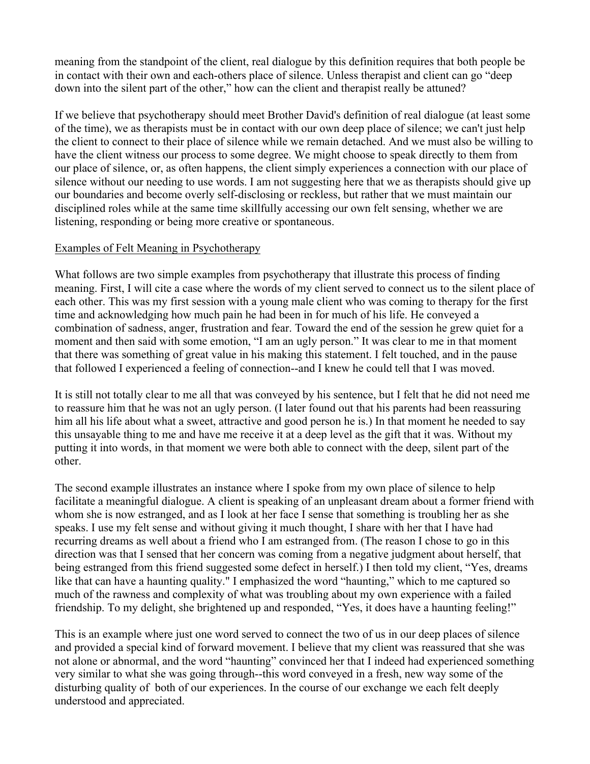meaning from the standpoint of the client, real dialogue by this definition requires that both people be in contact with their own and each-others place of silence. Unless therapist and client can go "deep down into the silent part of the other," how can the client and therapist really be attuned?

If we believe that psychotherapy should meet Brother David's definition of real dialogue (at least some of the time), we as therapists must be in contact with our own deep place of silence; we can't just help the client to connect to their place of silence while we remain detached. And we must also be willing to have the client witness our process to some degree. We might choose to speak directly to them from our place of silence, or, as often happens, the client simply experiences a connection with our place of silence without our needing to use words. I am not suggesting here that we as therapists should give up our boundaries and become overly self-disclosing or reckless, but rather that we must maintain our disciplined roles while at the same time skillfully accessing our own felt sensing, whether we are listening, responding or being more creative or spontaneous.

<u>Examples of Felt Meaning in Psychotherapy</u>

What follows are two simple examples from psychotherapy that illustrate this process of finding meaning. First, I will cite a case where the words of my client served to connect us to the silent place of each other. This was my first session with a young male client who was coming to therapy for the first time and acknowledging how much pain he had been in for much of his life. He conveyed a combination of sadness, anger, frustration and fear. Toward the end of the session he grew quiet for a moment and then said with some emotion, "I am an ugly person." It was clear to me in that moment that there was something of great value in his making this statement. I felt touched, and in the pause that followed I experienced a feeling of connection--and I knew he could tell that I was moved.

It is still not totally clear to me all that was conveyed by his sentence, but I felt that he did not need me to reassure him that he was not an ugly person. (I later found out that his parents had been reassuring him all his life about what a sweet, attractive and good person he is.) In that moment he needed to say this unsayable thing to me and have me receive it at a deep level as the gift that it was. Without my putting it into words, in that moment we were both able to connect with the deep, silent part of the other.

The second example illustrates an instance where I spoke from my own place of silence to help facilitate a meaningful dialogue. A client is speaking of an unpleasant dream about a former friend with whom she is now estranged, and as I look at her face I sense that something is troubling her as she speaks. I use my felt sense and without giving it much thought, I share with her that I have had recurring dreams as well about a friend who I am estranged from. (The reason I chose to go in this direction was that I sensed that her concern was coming from a negative judgment about herself, that being estranged from this friend suggested some defect in herself.) I then told my client, "Yes, dreams like that can have a haunting quality." I emphasized the word "haunting," which to me captured so much of the rawness and complexity of what was troubling about my own experience with a failed friendship. To my delight, she brightened up and responded, "Yes, it does have a haunting feeling!"

This is an example where just one word served to connect the two of us in our deep places of silence and provided a special kind of forward movement. I believe that my client was reassured that she was not alone or abnormal, and the word "haunting" convinced her that I indeed had experienced something very similar to what she was going through--this word conveyed in a fresh, new way some of the disturbing quality of both of our experiences. In the course of our exchange we each felt deeply understood and appreciated.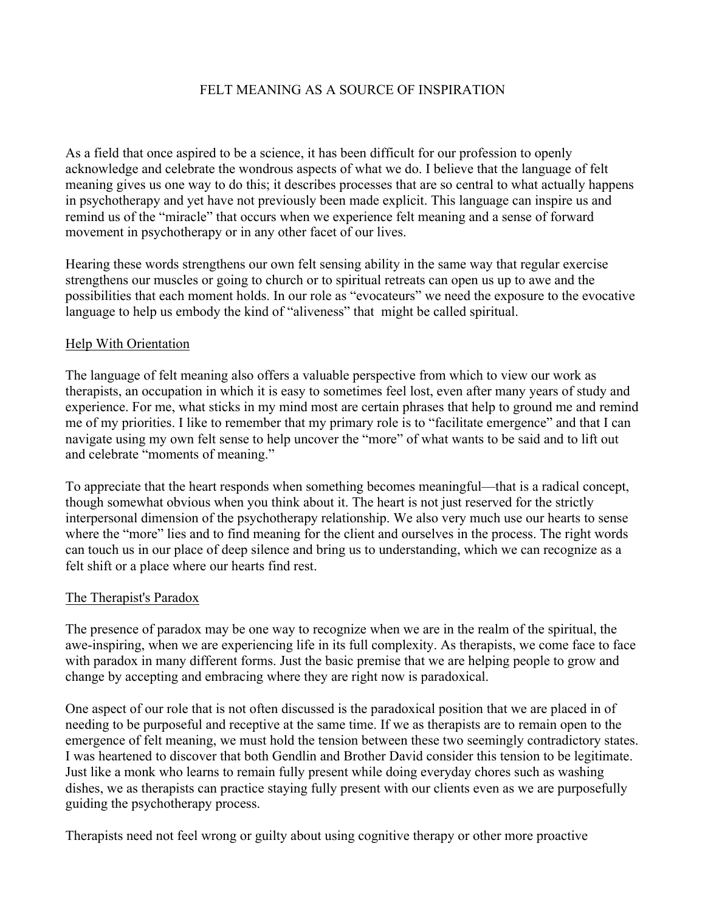# FELT MEANING AS A SOURCE OF INSPIRATION

As a field that once aspired to be a science, it has been difficult for our profession to openly acknowledge and celebrate the wondrous aspects of what we do. I believe that the language of felt meaning gives us one way to do this; it describes processes that are so central to what actually happens in psychotherapy and yet have not previously been made explicit. This language can inspire us and remind us of the "miracle" that occurs when we experience felt meaning and a sense of forward movement in psychotherapy or in any other facet of our lives.

Hearing these words strengthens our own felt sensing ability in the same way that regular exercise strengthens our muscles or going to church or to spiritual retreats can open us up to awe and the possibilities that each moment holds. In our role as "evocateurs" we need the exposure to the evocative language to help us embody the kind of "aliveness" that might be called spiritual.

## Help With Orientation

The language of felt meaning also offers a valuable perspective from which to view our work as therapists, an occupation in which it is easy to sometimes feel lost, even after many years of study and experience. For me, what sticks in my mind most are certain phrases that help to ground me and remind me of my priorities. I like to remember that my primary role is to "facilitate emergence" and that I can navigate using my own felt sense to help uncover the "more" of what wants to be said and to lift out and celebrate "moments of meaning."

To appreciate that the heart responds when something becomes meaningful—that is a radical concept, though somewhat obvious when you think about it. The heart is not just reserved for the strictly interpersonal dimension of the psychotherapy relationship. We also very much use our hearts to sense where the "more" lies and to find meaning for the client and ourselves in the process. The right words can touch us in our place of deep silence and bring us to understanding, which we can recognize as a felt shift or a place where our hearts find rest.

## The Therapist's Paradox

The presence of paradox may be one way to recognize when we are in the realm of the spiritual, the awe-inspiring, when we are experiencing life in its full complexity. As therapists, we come face to face with paradox in many different forms. Just the basic premise that we are helping people to grow and change by accepting and embracing where they are right now is paradoxical.

One aspect of our role that is not often discussed is the paradoxical position that we are placed in of needing to be purposeful and receptive at the same time. If we as therapists are to remain open to the emergence of felt meaning, we must hold the tension between these two seemingly contradictory states. I was heartened to discover that both Gendlin and Brother David consider this tension to be legitimate. Just like a monk who learns to remain fully present while doing everyday chores such as washing dishes, we as therapists can practice staying fully present with our clients even as we are purposefully guiding the psychotherapy process.

Therapists need not feel wrong or guilty about using cognitive therapy or other more proactive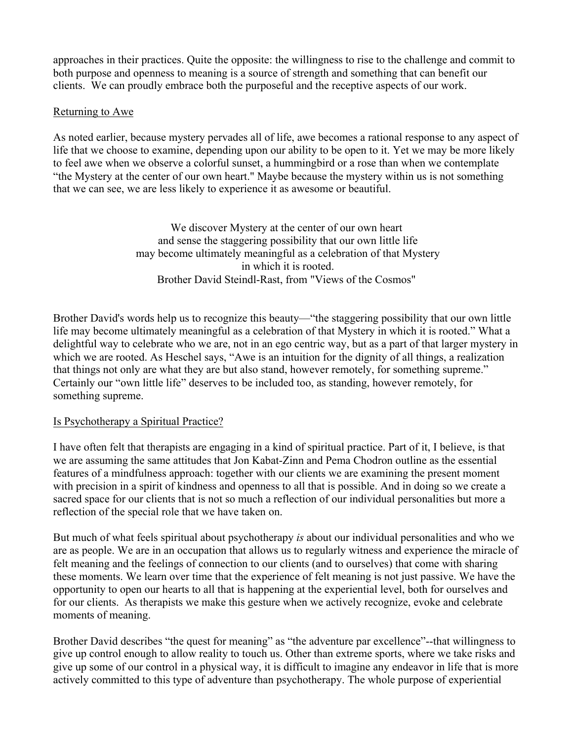approaches in their practices. Quite the opposite: the willingness to rise to the challenge and commit to both purpose and openness to meaning is a source of strength and something that can benefit our clients. We can proudly embrace both the purposeful and the receptive aspects of our work.

## Returning to Awe

As noted earlier, because mystery pervades all of life, awe becomes a rational response to any aspect of life that we choose to examine, depending upon our ability to be open to it. Yet we may be more likely to feel awe when we observe a colorful sunset, a hummingbird or a rose than when we contemplate "the Mystery at the center of our own heart." Maybe because the mystery within us is not something that we can see, we are less likely to experience it as awesome or beautiful.

> We discover Mystery at the center of our own heart
> and sense the staggering possibility that our own little life
> may become ultimately meaningful as a celebration of that Mystery
> in which it is rooted.
> Brother David Steindl-Rast, from "Views of the Cosmos"

Brother David's words help us to recognize this beauty—"the staggering possibility that our own little life may become ultimately meaningful as a celebration of that Mystery in which it is rooted." What a delightful way to celebrate who we are, not in an ego centric way, but as a part of that larger mystery in which we are rooted. As Heschel says, "Awe is an intuition for the dignity of all things, a realization that things not only are what they are but also stand, however remotely, for something supreme." Certainly our "own little life" deserves to be included too, as standing, however remotely, for something supreme.

## Is Psychotherapy a Spiritual Practice?

I have often felt that therapists are engaging in a kind of spiritual practice. Part of it, I believe, is that we are assuming the same attitudes that Jon Kabat-Zinn and Pema Chodron outline as the essential features of a mindfulness approach: together with our clients we are examining the present moment with precision in a spirit of kindness and openness to all that is possible. And in doing so we create a sacred space for our clients that is not so much a reflection of our individual personalities but more a reflection of the special role that we have taken on.

But much of what feels spiritual about psychotherapy *is* about our individual personalities and who we are as people. We are in an occupation that allows us to regularly witness and experience the miracle of felt meaning and the feelings of connection to our clients (and to ourselves) that come with sharing these moments. We learn over time that the experience of felt meaning is not just passive. We have the opportunity to open our hearts to all that is happening at the experiential level, both for ourselves and for our clients. As therapists we make this gesture when we actively recognize, evoke and celebrate moments of meaning.

Brother David describes "the quest for meaning" as "the adventure par excellence"--that willingness to give up control enough to allow reality to touch us. Other than extreme sports, where we take risks and give up some of our control in a physical way, it is difficult to imagine any endeavor in life that is more actively committed to this type of adventure than psychotherapy. The whole purpose of experiential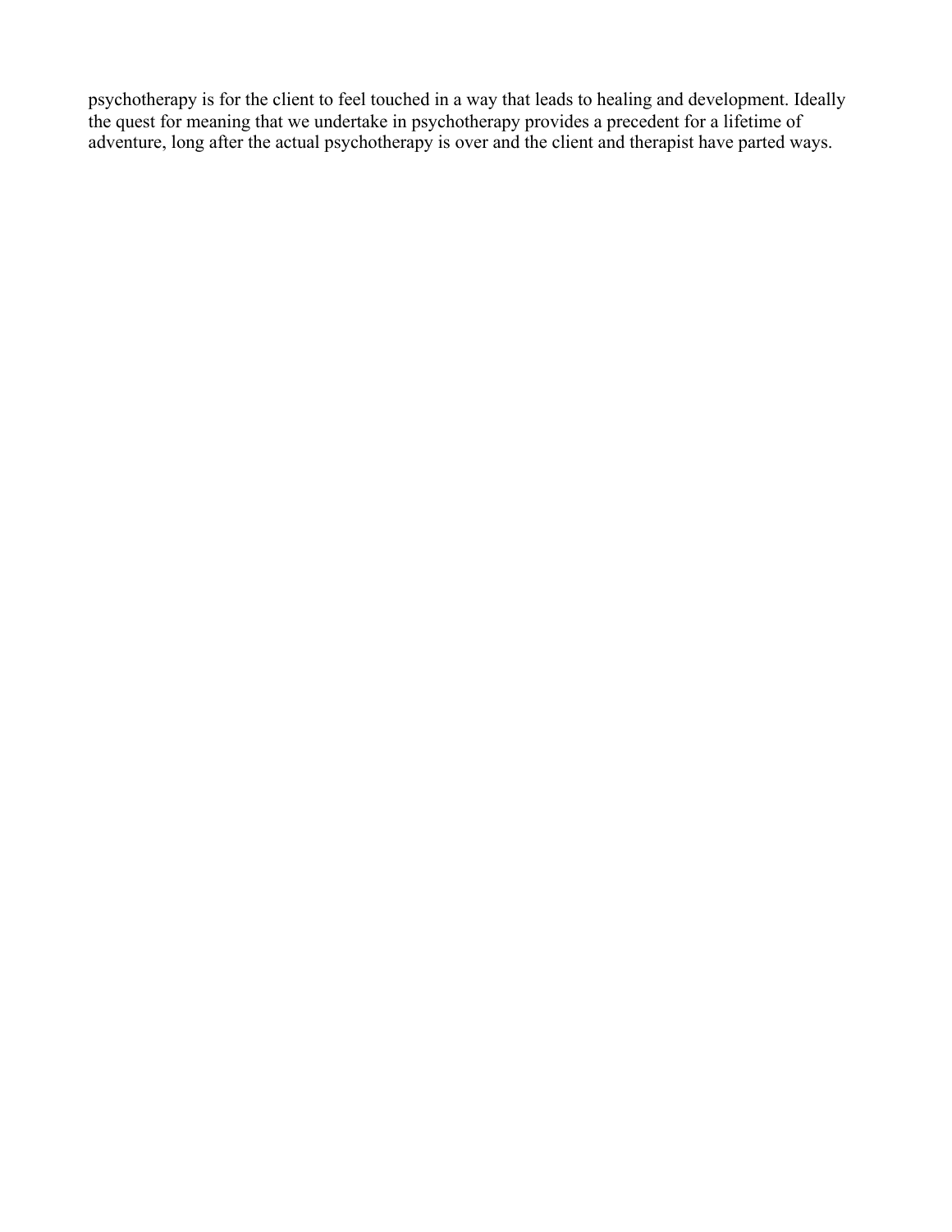psychotherapy is for the client to feel touched in a way that leads to healing and development. Ideally the quest for meaning that we undertake in psychotherapy provides a precedent for a lifetime of adventure, long after the actual psychotherapy is over and the client and therapist have parted ways.